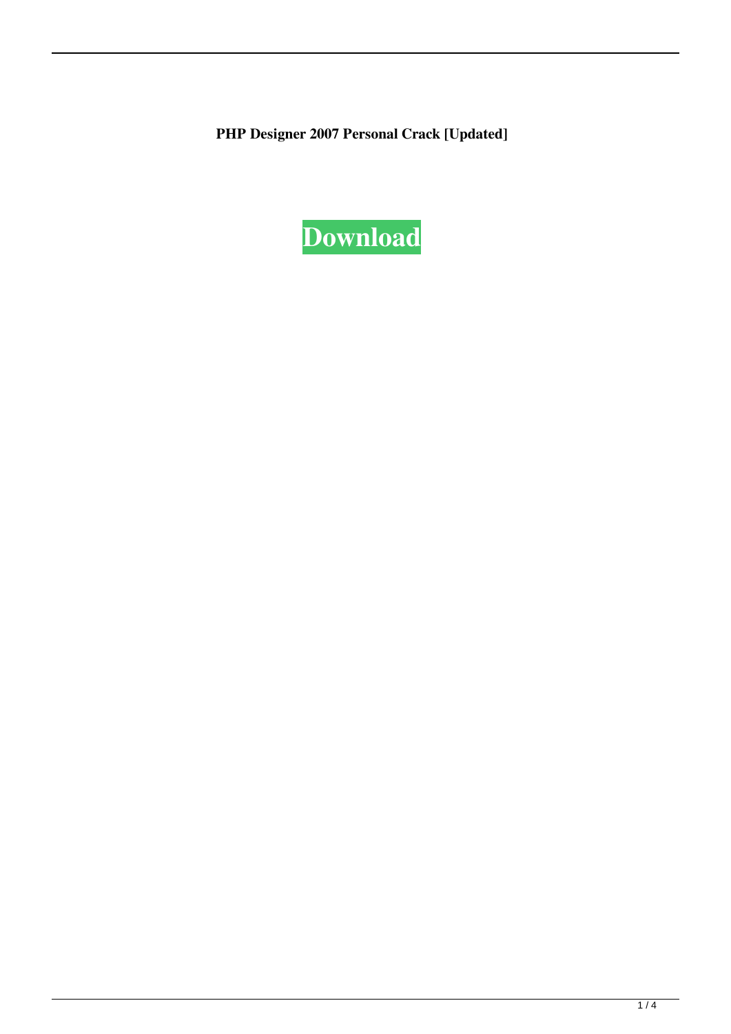**PHP Designer 2007 Personal Crack [Updated]**

**Download**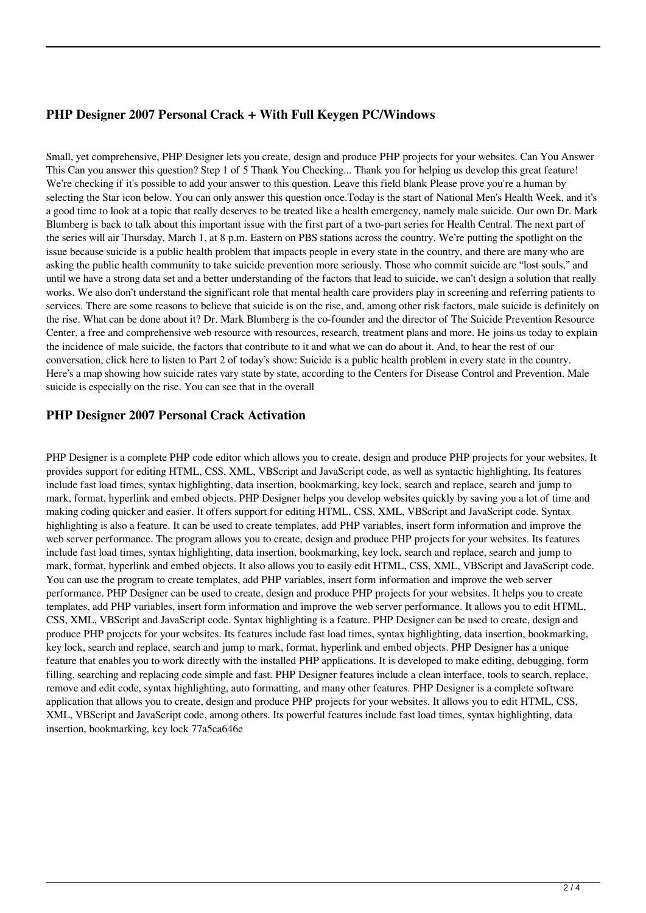## PHP Designer 2007 Personal Crack + With Full Keygen PC/Windows

Small, yet comprehensive, PHP Designer lets you create, design and produce PHP projects for your websites. Can You Answer This Can you answer this question? Step 1 of 5 Thank You Checking... Thank you for helping us develop this great feature! We're checking if it's possible to add your answer to this question. Leave this field blank Please prove you're a human by selecting the Star icon below. You can only answer this question once.Today is the start of National Men's Health Week, and it's a good time to look at a topic that really deserves to be treated like a health emergency, namely male suicide. Our own Dr. Mark Blumberg is back to talk about this important issue with the first part of a two-part series for Health Central. The next part of the series will air Thursday, March 1, at 8 p.m. Eastern on PBS stations across the country. We're putting the spotlight on the issue because suicide is a public health problem that impacts people in every state in the country, and there are many who are asking the public health community to take suicide prevention more seriously. Those who commit suicide are "lost souls," and until we have a strong data set and a better understanding of the factors that lead to suicide, we can't design a solution that really works. We also don't understand the significant role that mental health care providers play in screening and referring patients to services. There are some reasons to believe that suicide is on the rise, and, among other risk factors, male suicide is definitely on the rise. What can be done about it? Dr. Mark Blumberg is the co-founder and the director of The Suicide Prevention Resource Center, a free and comprehensive web resource with resources, research, treatment plans and more. He joins us today to explain the incidence of male suicide, the factors that contribute to it and what we can do about it. And, to hear the rest of our conversation, click here to listen to Part 2 of today's show: Suicide is a public health problem in every state in the country. Here's a map showing how suicide rates vary state by state, according to the Centers for Disease Control and Prevention. Male suicide is especially on the rise. You can see that in the overall

## PHP Designer 2007 Personal Crack Activation

PHP Designer is a complete PHP code editor which allows you to create, design and produce PHP projects for your websites. It provides support for editing HTML, CSS, XML, VBScript and JavaScript code, as well as syntactic highlighting. Its features include fast load times, syntax highlighting, data insertion, bookmarking, key lock, search and replace, search and jump to mark, format, hyperlink and embed objects. PHP Designer helps you develop websites quickly by saving you a lot of time and making coding quicker and easier. It offers support for editing HTML, CSS, XML, VBScript and JavaScript code. Syntax highlighting is also a feature. It can be used to create templates, add PHP variables, insert form information and improve the web server performance. The program allows you to create, design and produce PHP projects for your websites. Its features include fast load times, syntax highlighting, data insertion, bookmarking, key lock, search and replace, search and jump to mark, format, hyperlink and embed objects. It also allows you to easily edit HTML, CSS, XML, VBScript and JavaScript code. You can use the program to create templates, add PHP variables, insert form information and improve the web server performance. PHP Designer can be used to create, design and produce PHP projects for your websites. It helps you to create templates, add PHP variables, insert form information and improve the web server performance. It allows you to edit HTML, CSS, XML, VBScript and JavaScript code. Syntax highlighting is a feature. PHP Designer can be used to create, design and produce PHP projects for your websites. Its features include fast load times, syntax highlighting, data insertion, bookmarking, key lock, search and replace, search and jump to mark, format, hyperlink and embed objects. PHP Designer has a unique feature that enables you to work directly with the installed PHP applications. It is developed to make editing, debugging, form filling, searching and replacing code simple and fast. PHP Designer features include a clean interface, tools to search, replace, remove and edit code, syntax highlighting, auto formatting, and many other features. PHP Designer is a complete software application that allows you to create, design and produce PHP projects for your websites. It allows you to edit HTML, CSS, XML, VBScript and JavaScript code, among others. Its powerful features include fast load times, syntax highlighting, data insertion, bookmarking, key lock 77a5ca646e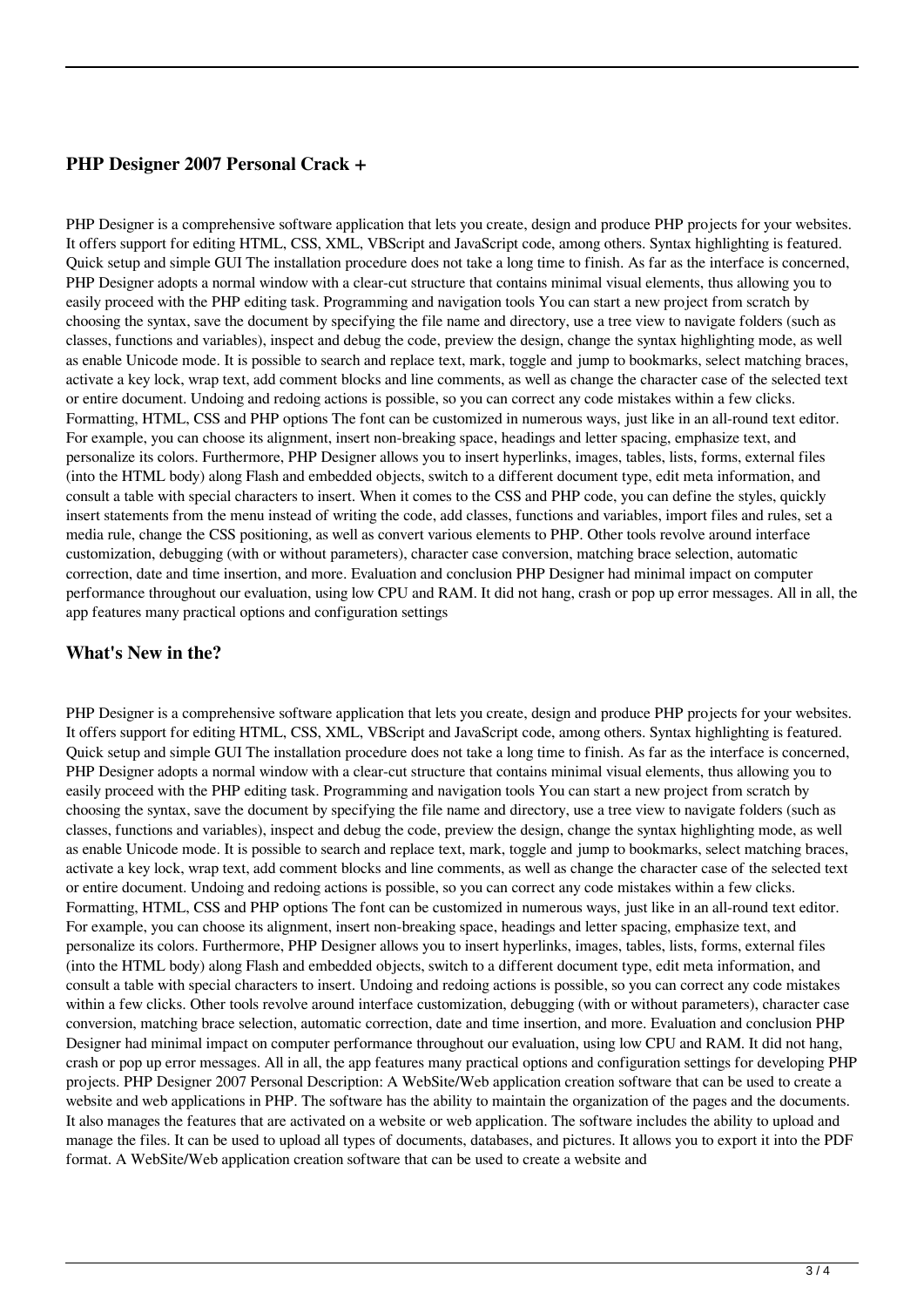## PHP Designer 2007 Personal Crack +

PHP Designer is a comprehensive software application that lets you create, design and produce PHP projects for your websites. It offers support for editing HTML, CSS, XML, VBScript and JavaScript code, among others. Syntax highlighting is featured. Quick setup and simple GUI The installation procedure does not take a long time to finish. As far as the interface is concerned, PHP Designer adopts a normal window with a clear-cut structure that contains minimal visual elements, thus allowing you to easily proceed with the PHP editing task. Programming and navigation tools You can start a new project from scratch by choosing the syntax, save the document by specifying the file name and directory, use a tree view to navigate folders (such as classes, functions and variables), inspect and debug the code, preview the design, change the syntax highlighting mode, as well as enable Unicode mode. It is possible to search and replace text, mark, toggle and jump to bookmarks, select matching braces, activate a key lock, wrap text, add comment blocks and line comments, as well as change the character case of the selected text or entire document. Undoing and redoing actions is possible, so you can correct any code mistakes within a few clicks. Formatting, HTML, CSS and PHP options The font can be customized in numerous ways, just like in an all-round text editor. For example, you can choose its alignment, insert non-breaking space, headings and letter spacing, emphasize text, and personalize its colors. Furthermore, PHP Designer allows you to insert hyperlinks, images, tables, lists, forms, external files (into the HTML body) along Flash and embedded objects, switch to a different document type, edit meta information, and consult a table with special characters to insert. When it comes to the CSS and PHP code, you can define the styles, quickly insert statements from the menu instead of writing the code, add classes, functions and variables, import files and rules, set a media rule, change the CSS positioning, as well as convert various elements to PHP. Other tools revolve around interface customization, debugging (with or without parameters), character case conversion, matching brace selection, automatic correction, date and time insertion, and more. Evaluation and conclusion PHP Designer had minimal impact on computer performance throughout our evaluation, using low CPU and RAM. It did not hang, crash or pop up error messages. All in all, the app features many practical options and configuration settings

## What's New in the?

PHP Designer is a comprehensive software application that lets you create, design and produce PHP projects for your websites. It offers support for editing HTML, CSS, XML, VBScript and JavaScript code, among others. Syntax highlighting is featured. Quick setup and simple GUI The installation procedure does not take a long time to finish. As far as the interface is concerned, PHP Designer adopts a normal window with a clear-cut structure that contains minimal visual elements, thus allowing you to easily proceed with the PHP editing task. Programming and navigation tools You can start a new project from scratch by choosing the syntax, save the document by specifying the file name and directory, use a tree view to navigate folders (such as classes, functions and variables), inspect and debug the code, preview the design, change the syntax highlighting mode, as well as enable Unicode mode. It is possible to search and replace text, mark, toggle and jump to bookmarks, select matching braces, activate a key lock, wrap text, add comment blocks and line comments, as well as change the character case of the selected text or entire document. Undoing and redoing actions is possible, so you can correct any code mistakes within a few clicks. Formatting, HTML, CSS and PHP options The font can be customized in numerous ways, just like in an all-round text editor. For example, you can choose its alignment, insert non-breaking space, headings and letter spacing, emphasize text, and personalize its colors. Furthermore, PHP Designer allows you to insert hyperlinks, images, tables, lists, forms, external files (into the HTML body) along Flash and embedded objects, switch to a different document type, edit meta information, and consult a table with special characters to insert. Undoing and redoing actions is possible, so you can correct any code mistakes within a few clicks. Other tools revolve around interface customization, debugging (with or without parameters), character case conversion, matching brace selection, automatic correction, date and time insertion, and more. Evaluation and conclusion PHP Designer had minimal impact on computer performance throughout our evaluation, using low CPU and RAM. It did not hang, crash or pop up error messages. All in all, the app features many practical options and configuration settings for developing PHP projects. PHP Designer 2007 Personal Description: A WebSite/Web application creation software that can be used to create a website and web applications in PHP. The software has the ability to maintain the organization of the pages and the documents. It also manages the features that are activated on a website or web application. The software includes the ability to upload and manage the files. It can be used to upload all types of documents, databases, and pictures. It allows you to export it into the PDF format. A WebSite/Web application creation software that can be used to create a website and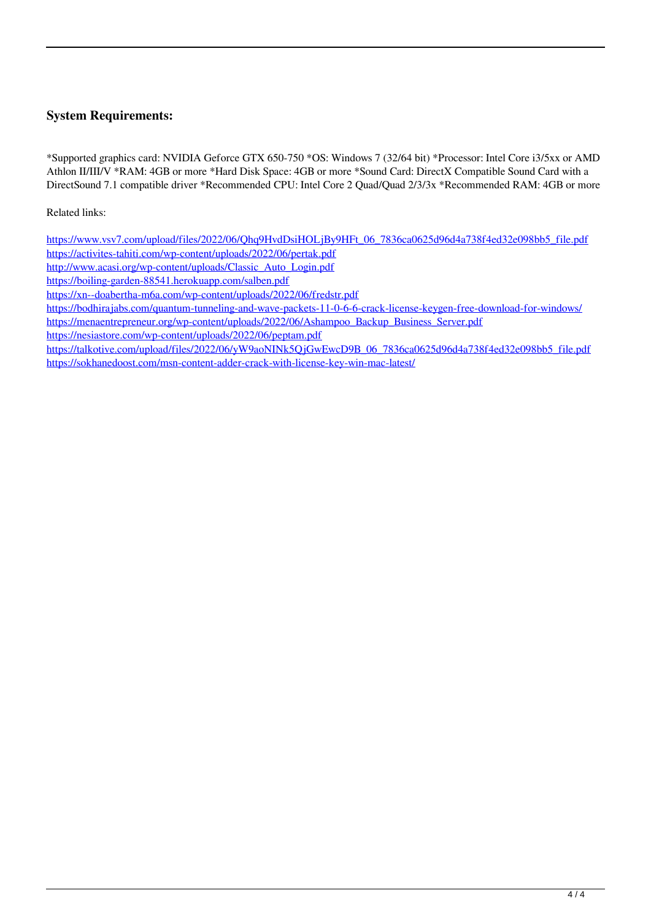### System Requirements:

*Supported graphics card: NVIDIA Geforce GTX 650-750 *OS: Windows 7 (32/64 bit) *Processor: Intel Core i3/5xx or AMD Athlon II/III/V *RAM: 4GB or more *Hard Disk Space: 4GB or more *Sound Card: DirectX Compatible Sound Card with a DirectSound 7.1 compatible driver *Recommended CPU: Intel Core 2 Quad/Quad 2/3/3x *Recommended RAM: 4GB or more

Related links:

https://www.vsv7.com/upload/files/2022/06/Qhq9HvdDsiHOLjBy9HFt_06_7836ca0625d96d4a738f4ed32e098bb5_file.pdf
https://activites-tahiti.com/wp-content/uploads/2022/06/pertak.pdf
http://www.acasi.org/wp-content/uploads/Classic_Auto_Login.pdf
https://boiling-garden-88541.herokuapp.com/salben.pdf
https://xn--doabertha-m6a.com/wp-content/uploads/2022/06/fredstr.pdf
https://bodhirajabs.com/quantum-tunneling-and-wave-packets-11-0-6-6-crack-license-keygen-free-download-for-windows/
https://menaentrepreneur.org/wp-content/uploads/2022/06/Ashampoo_Backup_Business_Server.pdf
https://nesiastore.com/wp-content/uploads/2022/06/peptam.pdf
https://talkotive.com/upload/files/2022/06/yW9aoNINk5QjGwEwcD9B_06_7836ca0625d96d4a738f4ed32e098bb5_file.pdf
https://sokhanedoost.com/msn-content-adder-crack-with-license-key-win-mac-latest/